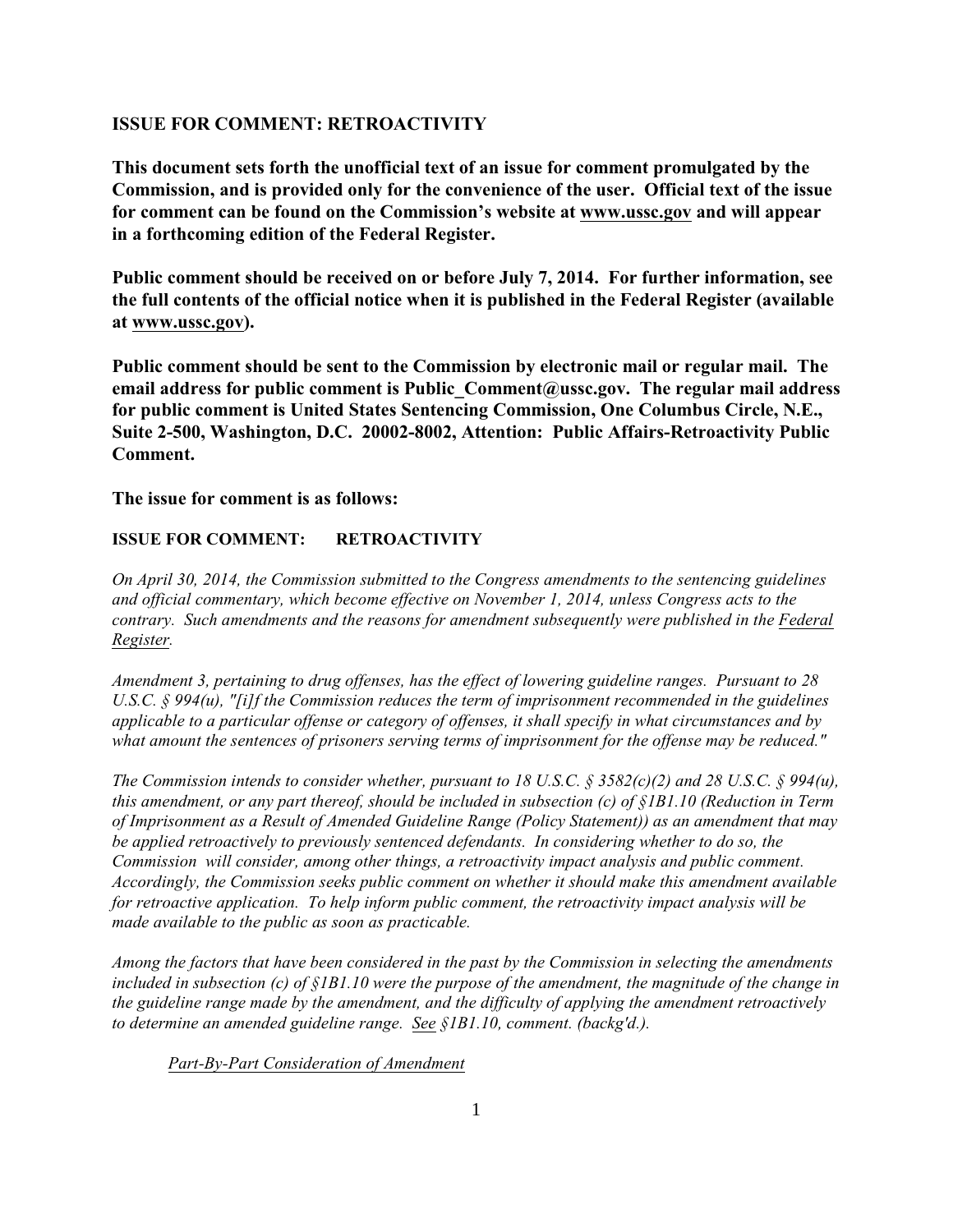## ISSUE FOR COMMENT: RETROACTIVITY

**This document sets forth the unofficial text of an issue for comment promulgated by the Commission, and is provided only for the convenience of the user. Official text of the issue for comment can be found on the Commission's website at www.ussc.gov and will appear in a forthcoming edition of the Federal Register.**

**Public comment should be received on or before July 7, 2014. For further information, see the full contents of the official notice when it is published in the Federal Register (available at www.ussc.gov).**

**Public comment should be sent to the Commission by electronic mail or regular mail. The email address for public comment is Public_Comment@ussc.gov. The regular mail address for public comment is United States Sentencing Commission, One Columbus Circle, N.E., Suite 2-500, Washington, D.C. 20002-8002, Attention: Public Affairs-Retroactivity Public Comment.**

**The issue for comment is as follows:**

### ISSUE FOR COMMENT: RETROACTIVITY

*On April 30, 2014, the Commission submitted to the Congress amendments to the sentencing guidelines and official commentary, which become effective on November 1, 2014, unless Congress acts to the contrary. Such amendments and the reasons for amendment subsequently were published in the Federal Register.*

*Amendment 3, pertaining to drug offenses, has the effect of lowering guideline ranges. Pursuant to 28 U.S.C. § 994(u), "[i]f the Commission reduces the term of imprisonment recommended in the guidelines applicable to a particular offense or category of offenses, it shall specify in what circumstances and by what amount the sentences of prisoners serving terms of imprisonment for the offense may be reduced."*

*The Commission intends to consider whether, pursuant to 18 U.S.C. § 3582(c)(2) and 28 U.S.C. § 994(u), this amendment, or any part thereof, should be included in subsection (c) of §1B1.10 (Reduction in Term of Imprisonment as a Result of Amended Guideline Range (Policy Statement)) as an amendment that may be applied retroactively to previously sentenced defendants. In considering whether to do so, the Commission will consider, among other things, a retroactivity impact analysis and public comment. Accordingly, the Commission seeks public comment on whether it should make this amendment available for retroactive application. To help inform public comment, the retroactivity impact analysis will be made available to the public as soon as practicable.*

*Among the factors that have been considered in the past by the Commission in selecting the amendments included in subsection (c) of §1B1.10 were the purpose of the amendment, the magnitude of the change in the guideline range made by the amendment, and the difficulty of applying the amendment retroactively to determine an amended guideline range. See §1B1.10, comment. (backg'd.).*

*Part-By-Part Consideration of Amendment*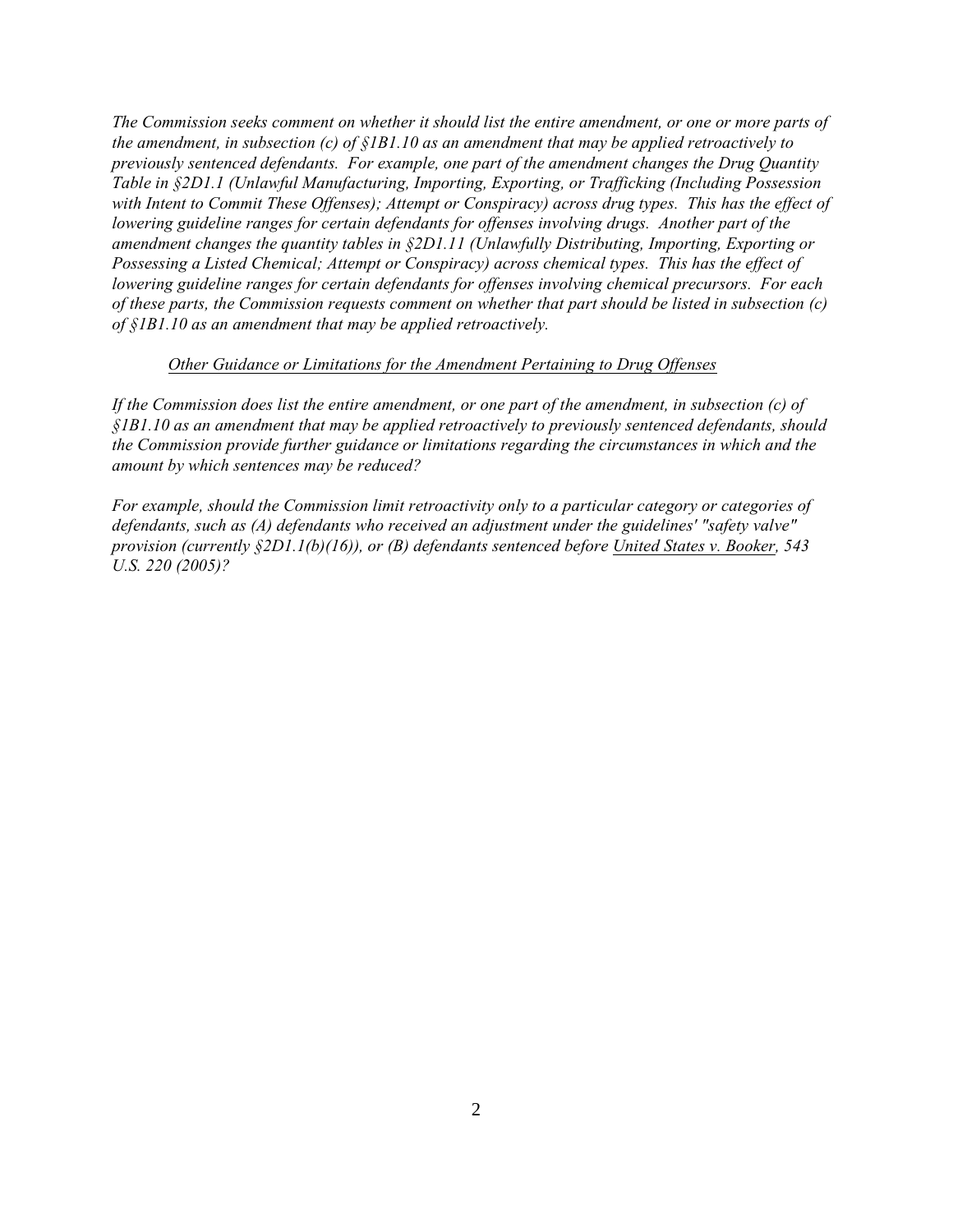*The Commission seeks comment on whether it should list the entire amendment, or one or more parts of the amendment, in subsection (c) of §1B1.10 as an amendment that may be applied retroactively to previously sentenced defendants. For example, one part of the amendment changes the Drug Quantity Table in §2D1.1 (Unlawful Manufacturing, Importing, Exporting, or Trafficking (Including Possession with Intent to Commit These Offenses); Attempt or Conspiracy) across drug types. This has the effect of lowering guideline ranges for certain defendants for offenses involving drugs. Another part of the amendment changes the quantity tables in §2D1.11 (Unlawfully Distributing, Importing, Exporting or Possessing a Listed Chemical; Attempt or Conspiracy) across chemical types. This has the effect of lowering guideline ranges for certain defendants for offenses involving chemical precursors. For each of these parts, the Commission requests comment on whether that part should be listed in subsection (c) of §1B1.10 as an amendment that may be applied retroactively.*

<u>*Other Guidance or Limitations for the Amendment Pertaining to Drug Offenses*</u>

*If the Commission does list the entire amendment, or one part of the amendment, in subsection (c) of §1B1.10 as an amendment that may be applied retroactively to previously sentenced defendants, should the Commission provide further guidance or limitations regarding the circumstances in which and the amount by which sentences may be reduced?*

*For example, should the Commission limit retroactivity only to a particular category or categories of defendants, such as (A) defendants who received an adjustment under the guidelines' "safety valve" provision (currently §2D1.1(b)(16)), or (B) defendants sentenced before <u>United States v. Booker</u>, 543 U.S. 220 (2005)?*